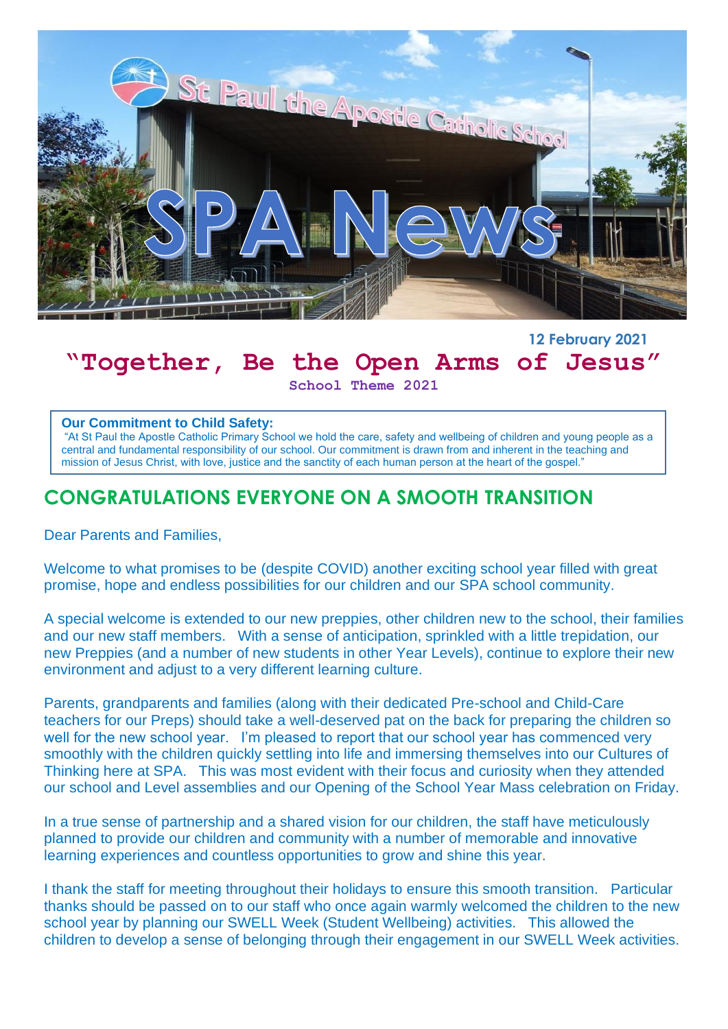# SPA News

St Paul the Apostle Catholic School

**12 February 2021**

## "Together, Be the Open Arms of Jesus"

**School Theme 2021**

> **Our Commitment to Child Safety:**
> "At St Paul the Apostle Catholic Primary School we hold the care, safety and wellbeing of children and young people as a central and fundamental responsibility of our school. Our commitment is drawn from and inherent in the teaching and mission of Jesus Christ, with love, justice and the sanctity of each human person at the heart of the gospel."

## CONGRATULATIONS EVERYONE ON A SMOOTH TRANSITION

Dear Parents and Families,

Welcome to what promises to be (despite COVID) another exciting school year filled with great promise, hope and endless possibilities for our children and our SPA school community.

A special welcome is extended to our new preppies, other children new to the school, their families and our new staff members. With a sense of anticipation, sprinkled with a little trepidation, our new Preppies (and a number of new students in other Year Levels), continue to explore their new environment and adjust to a very different learning culture.

Parents, grandparents and families (along with their dedicated Pre-school and Child-Care teachers for our Preps) should take a well-deserved pat on the back for preparing the children so well for the new school year. I'm pleased to report that our school year has commenced very smoothly with the children quickly settling into life and immersing themselves into our Cultures of Thinking here at SPA. This was most evident with their focus and curiosity when they attended our school and Level assemblies and our Opening of the School Year Mass celebration on Friday.

In a true sense of partnership and a shared vision for our children, the staff have meticulously planned to provide our children and community with a number of memorable and innovative learning experiences and countless opportunities to grow and shine this year.

I thank the staff for meeting throughout their holidays to ensure this smooth transition. Particular thanks should be passed on to our staff who once again warmly welcomed the children to the new school year by planning our SWELL Week (Student Wellbeing) activities. This allowed the children to develop a sense of belonging through their engagement in our SWELL Week activities.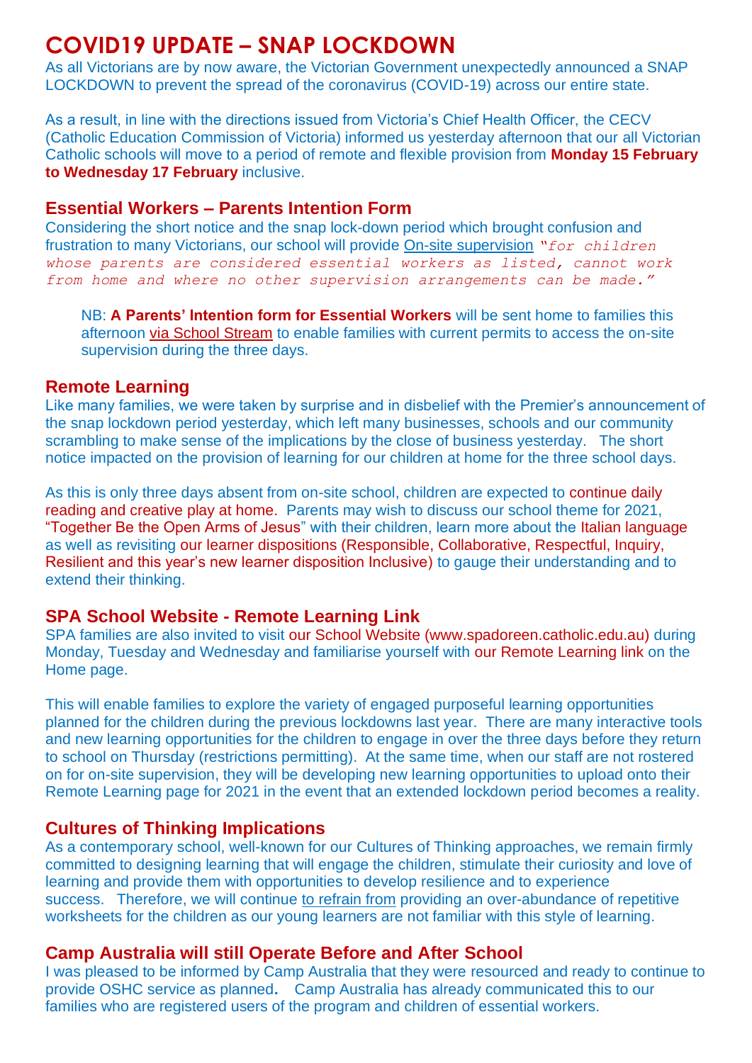# COVID19 UPDATE – SNAP LOCKDOWN

As all Victorians are by now aware, the Victorian Government unexpectedly announced a SNAP LOCKDOWN to prevent the spread of the coronavirus (COVID-19) across our entire state.

As a result, in line with the directions issued from Victoria's Chief Health Officer, the CECV (Catholic Education Commission of Victoria) informed us yesterday afternoon that our all Victorian Catholic schools will move to a period of remote and flexible provision from **Monday 15 February to Wednesday 17 February** inclusive.

## Essential Workers – Parents Intention Form

Considering the short notice and the snap lock-down period which brought confusion and frustration to many Victorians, our school will provide On-site supervision *"for children whose parents are considered essential workers as listed, cannot work from home and where no other supervision arrangements can be made."*

> NB: **A Parents' Intention form for Essential Workers** will be sent home to families this afternoon via School Stream to enable families with current permits to access the on-site supervision during the three days.

## Remote Learning

Like many families, we were taken by surprise and in disbelief with the Premier's announcement of the snap lockdown period yesterday, which left many businesses, schools and our community scrambling to make sense of the implications by the close of business yesterday. The short notice impacted on the provision of learning for our children at home for the three school days.

As this is only three days absent from on-site school, children are expected to continue daily reading and creative play at home. Parents may wish to discuss our school theme for 2021, "Together Be the Open Arms of Jesus" with their children, learn more about the Italian language as well as revisiting our learner dispositions (Responsible, Collaborative, Respectful, Inquiry, Resilient and this year's new learner disposition Inclusive) to gauge their understanding and to extend their thinking.

## SPA School Website - Remote Learning Link

SPA families are also invited to visit our School Website (www.spadoreen.catholic.edu.au) during Monday, Tuesday and Wednesday and familiarise yourself with our Remote Learning link on the Home page.

This will enable families to explore the variety of engaged purposeful learning opportunities planned for the children during the previous lockdowns last year. There are many interactive tools and new learning opportunities for the children to engage in over the three days before they return to school on Thursday (restrictions permitting). At the same time, when our staff are not rostered on for on-site supervision, they will be developing new learning opportunities to upload onto their Remote Learning page for 2021 in the event that an extended lockdown period becomes a reality.

## Cultures of Thinking Implications

As a contemporary school, well-known for our Cultures of Thinking approaches, we remain firmly committed to designing learning that will engage the children, stimulate their curiosity and love of learning and provide them with opportunities to develop resilience and to experience success. Therefore, we will continue to refrain from providing an over-abundance of repetitive worksheets for the children as our young learners are not familiar with this style of learning.

## Camp Australia will still Operate Before and After School

I was pleased to be informed by Camp Australia that they were resourced and ready to continue to provide OSHC service as planned. Camp Australia has already communicated this to our families who are registered users of the program and children of essential workers.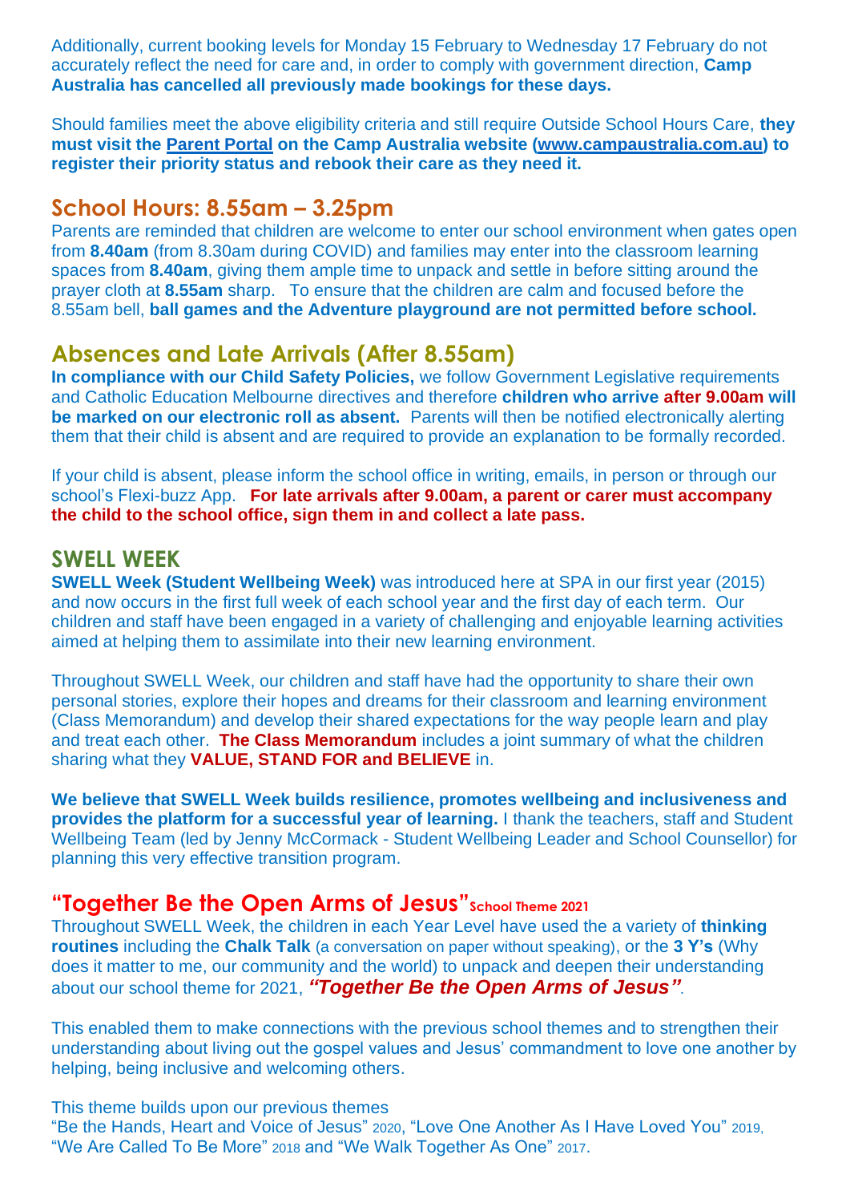Additionally, current booking levels for Monday 15 February to Wednesday 17 February do not accurately reflect the need for care and, in order to comply with government direction, **Camp Australia has cancelled all previously made bookings for these days.**

Should families meet the above eligibility criteria and still require Outside School Hours Care, **they must visit the Parent Portal on the Camp Australia website (www.campaustralia.com.au) to register their priority status and rebook their care as they need it.**

## School Hours: 8.55am – 3.25pm

Parents are reminded that children are welcome to enter our school environment when gates open from **8.40am** (from 8.30am during COVID) and families may enter into the classroom learning spaces from **8.40am**, giving them ample time to unpack and settle in before sitting around the prayer cloth at **8.55am** sharp. To ensure that the children are calm and focused before the 8.55am bell, **ball games and the Adventure playground are not permitted before school.**

## Absences and Late Arrivals (After 8.55am)

**In compliance with our Child Safety Policies,** we follow Government Legislative requirements and Catholic Education Melbourne directives and therefore **children who arrive after 9.00am will be marked on our electronic roll as absent.** Parents will then be notified electronically alerting them that their child is absent and are required to provide an explanation to be formally recorded.

If your child is absent, please inform the school office in writing, emails, in person or through our school's Flexi-buzz App. **For late arrivals after 9.00am, a parent or carer must accompany the child to the school office, sign them in and collect a late pass.**

## SWELL WEEK

**SWELL Week (Student Wellbeing Week)** was introduced here at SPA in our first year (2015) and now occurs in the first full week of each school year and the first day of each term. Our children and staff have been engaged in a variety of challenging and enjoyable learning activities aimed at helping them to assimilate into their new learning environment.

Throughout SWELL Week, our children and staff have had the opportunity to share their own personal stories, explore their hopes and dreams for their classroom and learning environment (Class Memorandum) and develop their shared expectations for the way people learn and play and treat each other. **The Class Memorandum** includes a joint summary of what the children sharing what they **VALUE, STAND FOR and BELIEVE** in.

**We believe that SWELL Week builds resilience, promotes wellbeing and inclusiveness and provides the platform for a successful year of learning.** I thank the teachers, staff and Student Wellbeing Team (led by Jenny McCormack - Student Wellbeing Leader and School Counsellor) for planning this very effective transition program.

## "Together Be the Open Arms of Jesus" School Theme 2021

Throughout SWELL Week, the children in each Year Level have used the a variety of **thinking routines** including the **Chalk Talk** (a conversation on paper without speaking), or the **3 Y's** (Why does it matter to me, our community and the world) to unpack and deepen their understanding about our school theme for 2021, ***"Together Be the Open Arms of Jesus"***.

This enabled them to make connections with the previous school themes and to strengthen their understanding about living out the gospel values and Jesus' commandment to love one another by helping, being inclusive and welcoming others.

This theme builds upon our previous themes
"Be the Hands, Heart and Voice of Jesus" 2020, "Love One Another As I Have Loved You" 2019, "We Are Called To Be More" 2018 and "We Walk Together As One" 2017.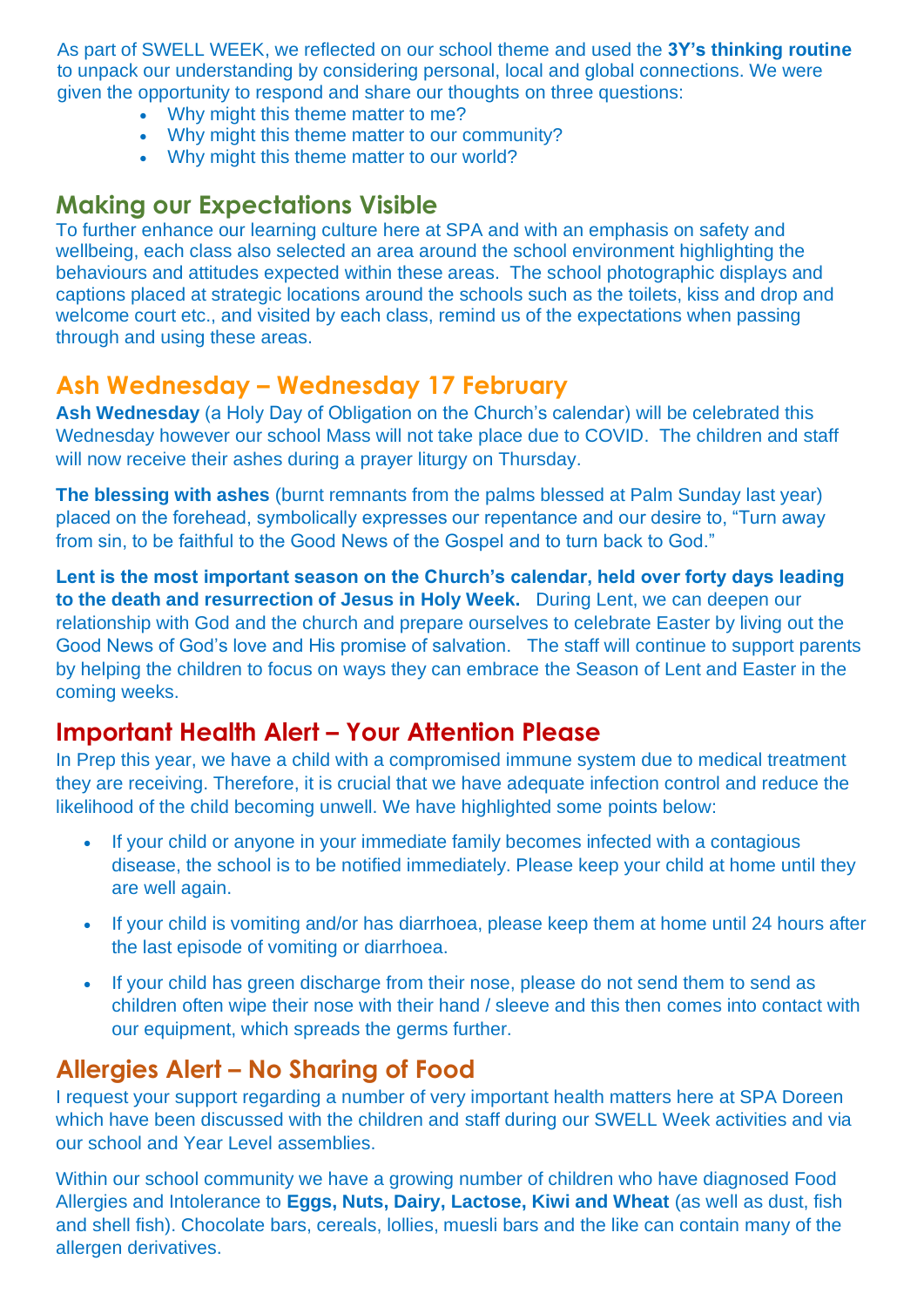As part of SWELL WEEK, we reflected on our school theme and used the **3Y's thinking routine** to unpack our understanding by considering personal, local and global connections. We were given the opportunity to respond and share our thoughts on three questions:

- Why might this theme matter to me?
- Why might this theme matter to our community?
- Why might this theme matter to our world?

## Making our Expectations Visible

To further enhance our learning culture here at SPA and with an emphasis on safety and wellbeing, each class also selected an area around the school environment highlighting the behaviours and attitudes expected within these areas. The school photographic displays and captions placed at strategic locations around the schools such as the toilets, kiss and drop and welcome court etc., and visited by each class, remind us of the expectations when passing through and using these areas.

## Ash Wednesday – Wednesday 17 February

**Ash Wednesday** (a Holy Day of Obligation on the Church's calendar) will be celebrated this Wednesday however our school Mass will not take place due to COVID. The children and staff will now receive their ashes during a prayer liturgy on Thursday.

**The blessing with ashes** (burnt remnants from the palms blessed at Palm Sunday last year) placed on the forehead, symbolically expresses our repentance and our desire to, "Turn away from sin, to be faithful to the Good News of the Gospel and to turn back to God."

**Lent is the most important season on the Church's calendar, held over forty days leading to the death and resurrection of Jesus in Holy Week.** During Lent, we can deepen our relationship with God and the church and prepare ourselves to celebrate Easter by living out the Good News of God's love and His promise of salvation. The staff will continue to support parents by helping the children to focus on ways they can embrace the Season of Lent and Easter in the coming weeks.

## Important Health Alert – Your Attention Please

In Prep this year, we have a child with a compromised immune system due to medical treatment they are receiving. Therefore, it is crucial that we have adequate infection control and reduce the likelihood of the child becoming unwell. We have highlighted some points below:

- If your child or anyone in your immediate family becomes infected with a contagious disease, the school is to be notified immediately. Please keep your child at home until they are well again.
- If your child is vomiting and/or has diarrhoea, please keep them at home until 24 hours after the last episode of vomiting or diarrhoea.
- If your child has green discharge from their nose, please do not send them to send as children often wipe their nose with their hand / sleeve and this then comes into contact with our equipment, which spreads the germs further.

## Allergies Alert – No Sharing of Food

I request your support regarding a number of very important health matters here at SPA Doreen which have been discussed with the children and staff during our SWELL Week activities and via our school and Year Level assemblies.

Within our school community we have a growing number of children who have diagnosed Food Allergies and Intolerance to **Eggs, Nuts, Dairy, Lactose, Kiwi and Wheat** (as well as dust, fish and shell fish). Chocolate bars, cereals, lollies, muesli bars and the like can contain many of the allergen derivatives.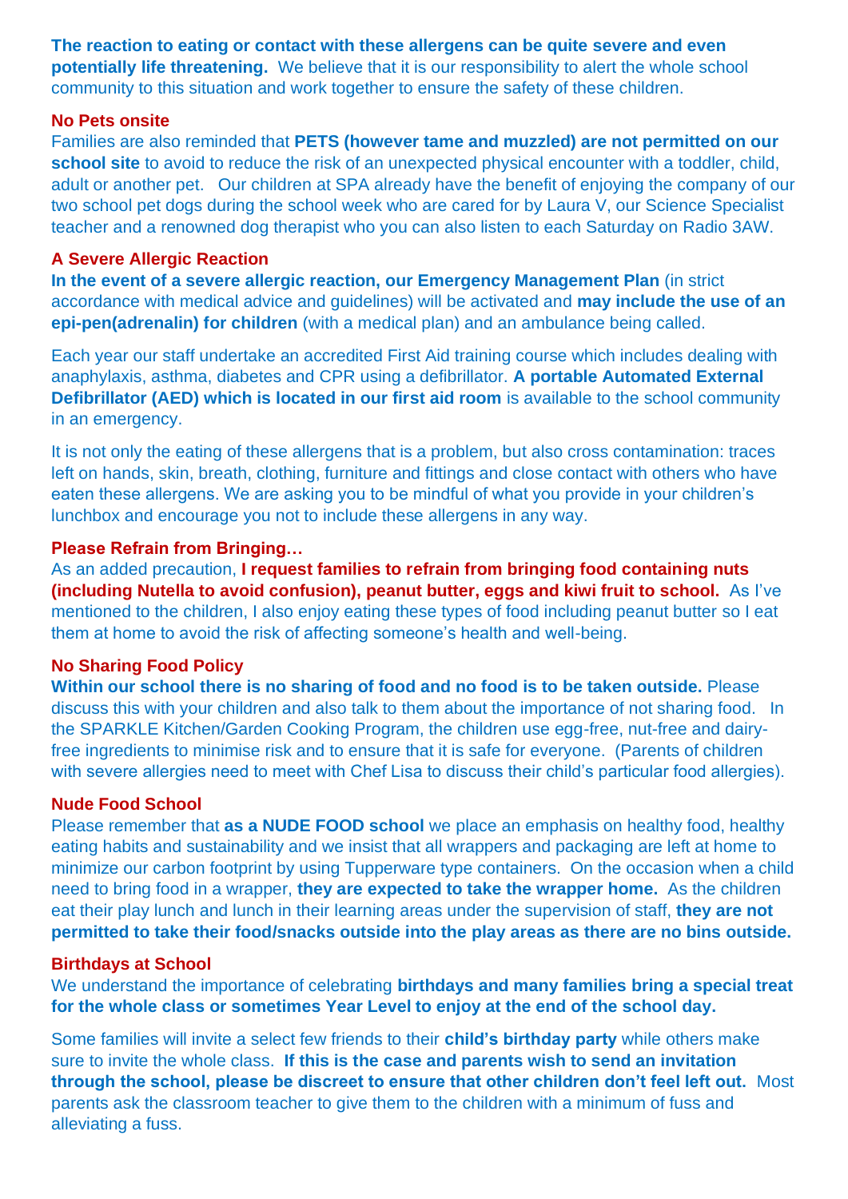**The reaction to eating or contact with these allergens can be quite severe and even potentially life threatening.** We believe that it is our responsibility to alert the whole school community to this situation and work together to ensure the safety of these children.

### No Pets onsite

Families are also reminded that **PETS (however tame and muzzled) are not permitted on our school site** to avoid to reduce the risk of an unexpected physical encounter with a toddler, child, adult or another pet. Our children at SPA already have the benefit of enjoying the company of our two school pet dogs during the school week who are cared for by Laura V, our Science Specialist teacher and a renowned dog therapist who you can also listen to each Saturday on Radio 3AW.

### A Severe Allergic Reaction

**In the event of a severe allergic reaction, our Emergency Management Plan** (in strict accordance with medical advice and guidelines) will be activated and **may include the use of an epi-pen(adrenalin) for children** (with a medical plan) and an ambulance being called.

Each year our staff undertake an accredited First Aid training course which includes dealing with anaphylaxis, asthma, diabetes and CPR using a defibrillator. **A portable Automated External Defibrillator (AED) which is located in our first aid room** is available to the school community in an emergency.

It is not only the eating of these allergens that is a problem, but also cross contamination: traces left on hands, skin, breath, clothing, furniture and fittings and close contact with others who have eaten these allergens. We are asking you to be mindful of what you provide in your children's lunchbox and encourage you not to include these allergens in any way.

### Please Refrain from Bringing…

As an added precaution, **I request families to refrain from bringing food containing nuts (including Nutella to avoid confusion), peanut butter, eggs and kiwi fruit to school.** As I've mentioned to the children, I also enjoy eating these types of food including peanut butter so I eat them at home to avoid the risk of affecting someone's health and well-being.

### No Sharing Food Policy

**Within our school there is no sharing of food and no food is to be taken outside.** Please discuss this with your children and also talk to them about the importance of not sharing food. In the SPARKLE Kitchen/Garden Cooking Program, the children use egg-free, nut-free and dairy-free ingredients to minimise risk and to ensure that it is safe for everyone. (Parents of children with severe allergies need to meet with Chef Lisa to discuss their child's particular food allergies).

### Nude Food School

Please remember that **as a NUDE FOOD school** we place an emphasis on healthy food, healthy eating habits and sustainability and we insist that all wrappers and packaging are left at home to minimize our carbon footprint by using Tupperware type containers. On the occasion when a child need to bring food in a wrapper, **they are expected to take the wrapper home.** As the children eat their play lunch and lunch in their learning areas under the supervision of staff, **they are not permitted to take their food/snacks outside into the play areas as there are no bins outside.**

### Birthdays at School

We understand the importance of celebrating **birthdays and many families bring a special treat for the whole class or sometimes Year Level to enjoy at the end of the school day.**

Some families will invite a select few friends to their **child's birthday party** while others make sure to invite the whole class. **If this is the case and parents wish to send an invitation through the school, please be discreet to ensure that other children don't feel left out.** Most parents ask the classroom teacher to give them to the children with a minimum of fuss and alleviating a fuss.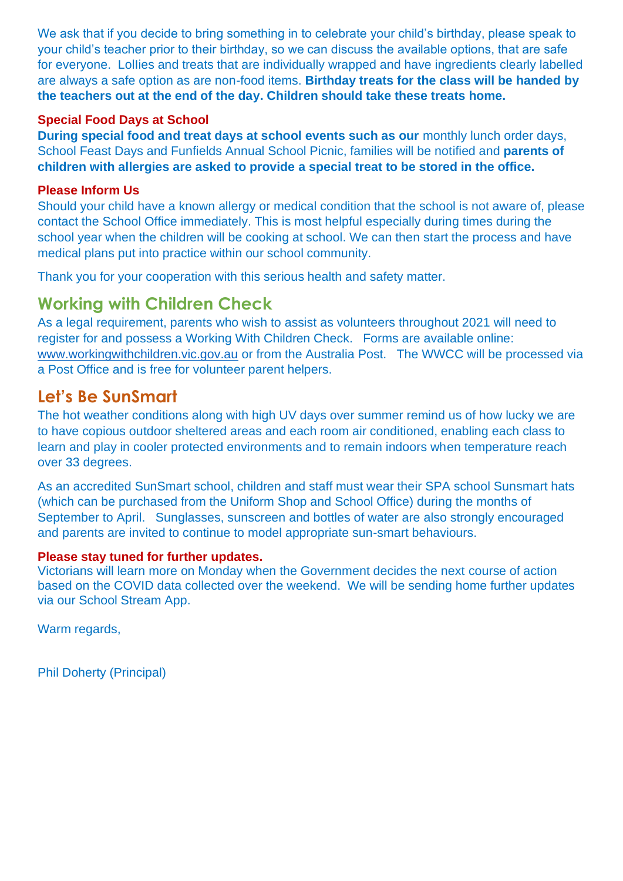We ask that if you decide to bring something in to celebrate your child's birthday, please speak to your child's teacher prior to their birthday, so we can discuss the available options, that are safe for everyone. Lollies and treats that are individually wrapped and have ingredients clearly labelled are always a safe option as are non-food items. **Birthday treats for the class will be handed by the teachers out at the end of the day. Children should take these treats home.**

### Special Food Days at School

**During special food and treat days at school events such as our** monthly lunch order days, School Feast Days and Funfields Annual School Picnic, families will be notified and **parents of children with allergies are asked to provide a special treat to be stored in the office.**

### Please Inform Us

Should your child have a known allergy or medical condition that the school is not aware of, please contact the School Office immediately. This is most helpful especially during times during the school year when the children will be cooking at school. We can then start the process and have medical plans put into practice within our school community.

Thank you for your cooperation with this serious health and safety matter.

## Working with Children Check

As a legal requirement, parents who wish to assist as volunteers throughout 2021 will need to register for and possess a Working With Children Check. Forms are available online: www.workingwithchildren.vic.gov.au or from the Australia Post. The WWCC will be processed via a Post Office and is free for volunteer parent helpers.

## Let's Be SunSmart

The hot weather conditions along with high UV days over summer remind us of how lucky we are to have copious outdoor sheltered areas and each room air conditioned, enabling each class to learn and play in cooler protected environments and to remain indoors when temperature reach over 33 degrees.

As an accredited SunSmart school, children and staff must wear their SPA school Sunsmart hats (which can be purchased from the Uniform Shop and School Office) during the months of September to April. Sunglasses, sunscreen and bottles of water are also strongly encouraged and parents are invited to continue to model appropriate sun-smart behaviours.

### Please stay tuned for further updates.

Victorians will learn more on Monday when the Government decides the next course of action based on the COVID data collected over the weekend. We will be sending home further updates via our School Stream App.

Warm regards,

Phil Doherty (Principal)